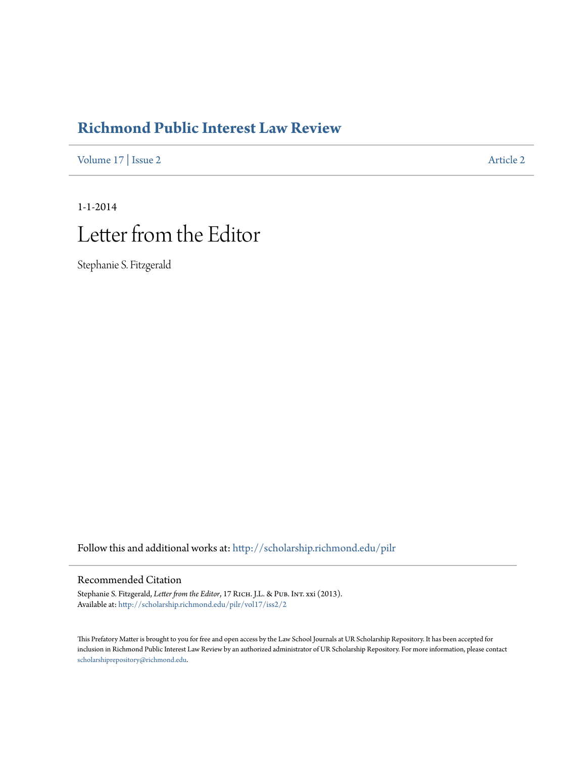# Richmond Public Interest Law Review

Volume 17 | Issue 2 Article 2

1-1-2014

# Letter from the Editor

Stephanie S. Fitzgerald

Follow this and additional works at: http://scholarship.richmond.edu/pilr

## Recommended Citation

Stephanie S. Fitzgerald, *Letter from the Editor*, 17 Rich. J.L. & Pub. Int. xxi (2013).
Available at: http://scholarship.richmond.edu/pilr/vol17/iss2/2

This Prefatory Matter is brought to you for free and open access by the Law School Journals at UR Scholarship Repository. It has been accepted for inclusion in Richmond Public Interest Law Review by an authorized administrator of UR Scholarship Repository. For more information, please contact scholarshiprepository@richmond.edu.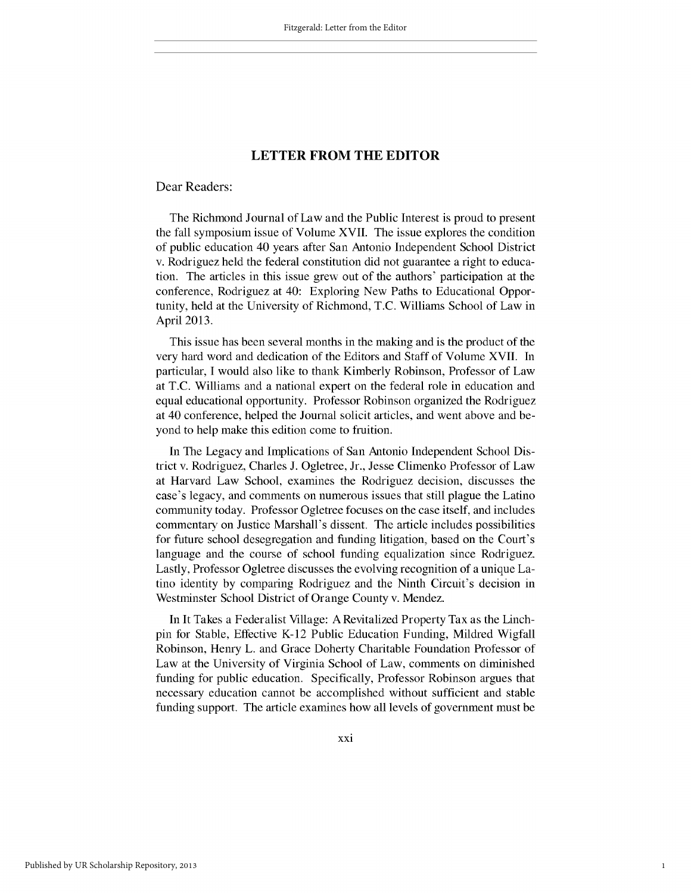# LETTER FROM THE EDITOR

Dear Readers:

The Richmond Journal of Law and the Public Interest is proud to present the fall symposium issue of Volume XVII. The issue explores the condition of public education 40 years after San Antonio Independent School District v. Rodriguez held the federal constitution did not guarantee a right to education. The articles in this issue grew out of the authors' participation at the conference, Rodriguez at 40: Exploring New Paths to Educational Opportunity, held at the University of Richmond, T.C. Williams School of Law in April 2013.

This issue has been several months in the making and is the product of the very hard word and dedication of the Editors and Staff of Volume XVII. In particular, I would also like to thank Kimberly Robinson, Professor of Law at T.C. Williams and a national expert on the federal role in education and equal educational opportunity. Professor Robinson organized the Rodriguez at 40 conference, helped the Journal solicit articles, and went above and beyond to help make this edition come to fruition.

In The Legacy and Implications of San Antonio Independent School District v. Rodriguez, Charles J. Ogletree, Jr., Jesse Climenko Professor of Law at Harvard Law School, examines the Rodriguez decision, discusses the case's legacy, and comments on numerous issues that still plague the Latino community today. Professor Ogletree focuses on the case itself, and includes commentary on Justice Marshall's dissent. The article includes possibilities for future school desegregation and funding litigation, based on the Court's language and the course of school funding equalization since Rodriguez. Lastly, Professor Ogletree discusses the evolving recognition of a unique Latino identity by comparing Rodriguez and the Ninth Circuit's decision in Westminster School District of Orange County v. Mendez.

In It Takes a Federalist Village: A Revitalized Property Tax as the Linchpin for Stable, Effective K-12 Public Education Funding, Mildred Wigfall Robinson, Henry L. and Grace Doherty Charitable Foundation Professor of Law at the University of Virginia School of Law, comments on diminished funding for public education. Specifically, Professor Robinson argues that necessary education cannot be accomplished without sufficient and stable funding support. The article examines how all levels of government must be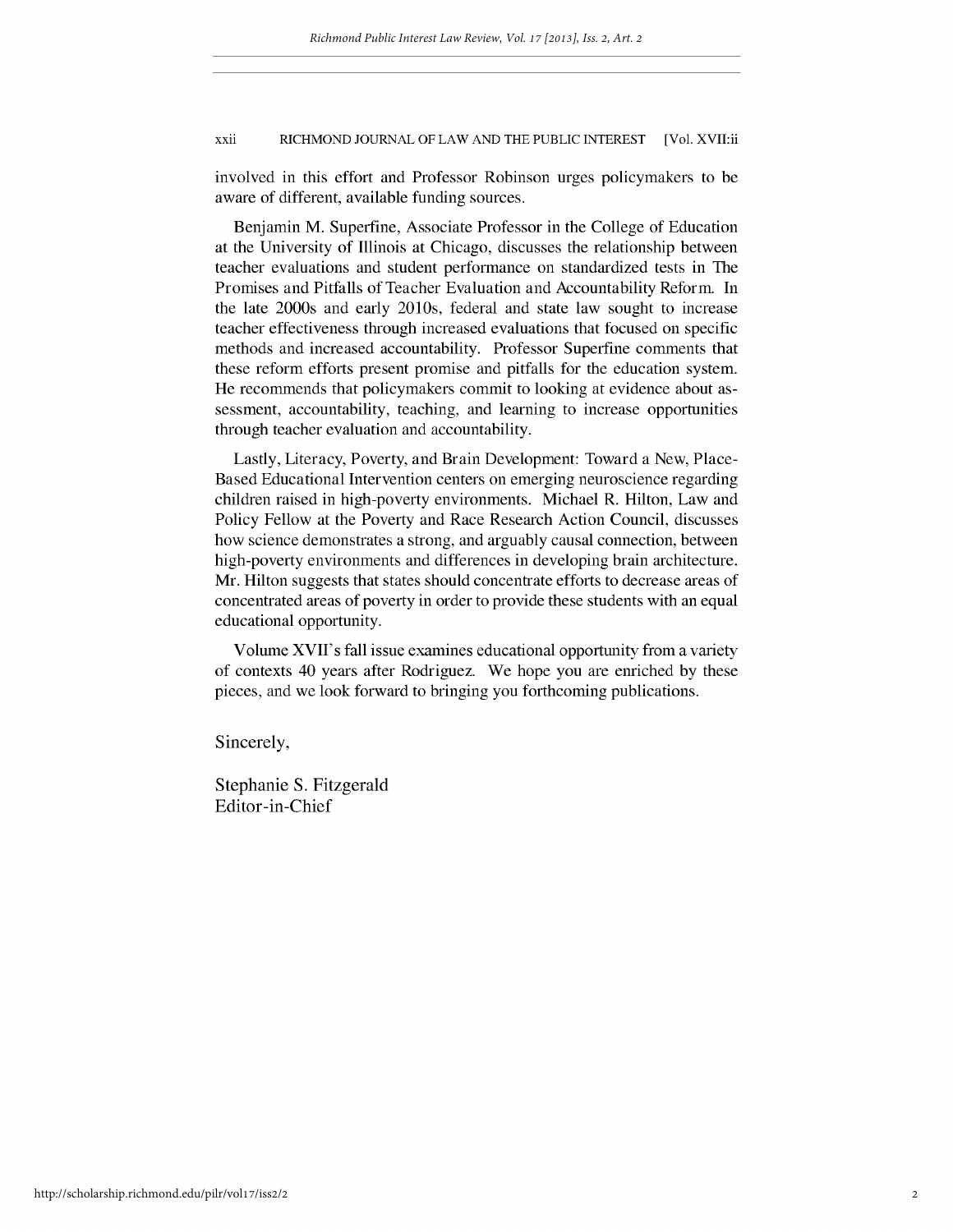involved in this effort and Professor Robinson urges policymakers to be aware of different, available funding sources.

Benjamin M. Superfine, Associate Professor in the College of Education at the University of Illinois at Chicago, discusses the relationship between teacher evaluations and student performance on standardized tests in The Promises and Pitfalls of Teacher Evaluation and Accountability Reform. In the late 2000s and early 2010s, federal and state law sought to increase teacher effectiveness through increased evaluations that focused on specific methods and increased accountability. Professor Superfine comments that these reform efforts present promise and pitfalls for the education system. He recommends that policymakers commit to looking at evidence about assessment, accountability, teaching, and learning to increase opportunities through teacher evaluation and accountability.

Lastly, Literacy, Poverty, and Brain Development: Toward a New, Place-Based Educational Intervention centers on emerging neuroscience regarding children raised in high-poverty environments. Michael R. Hilton, Law and Policy Fellow at the Poverty and Race Research Action Council, discusses how science demonstrates a strong, and arguably causal connection, between high-poverty environments and differences in developing brain architecture. Mr. Hilton suggests that states should concentrate efforts to decrease areas of concentrated areas of poverty in order to provide these students with an equal educational opportunity.

Volume XVII's fall issue examines educational opportunity from a variety of contexts 40 years after Rodriguez. We hope you are enriched by these pieces, and we look forward to bringing you forthcoming publications.

Sincerely,

Stephanie S. Fitzgerald
Editor-in-Chief